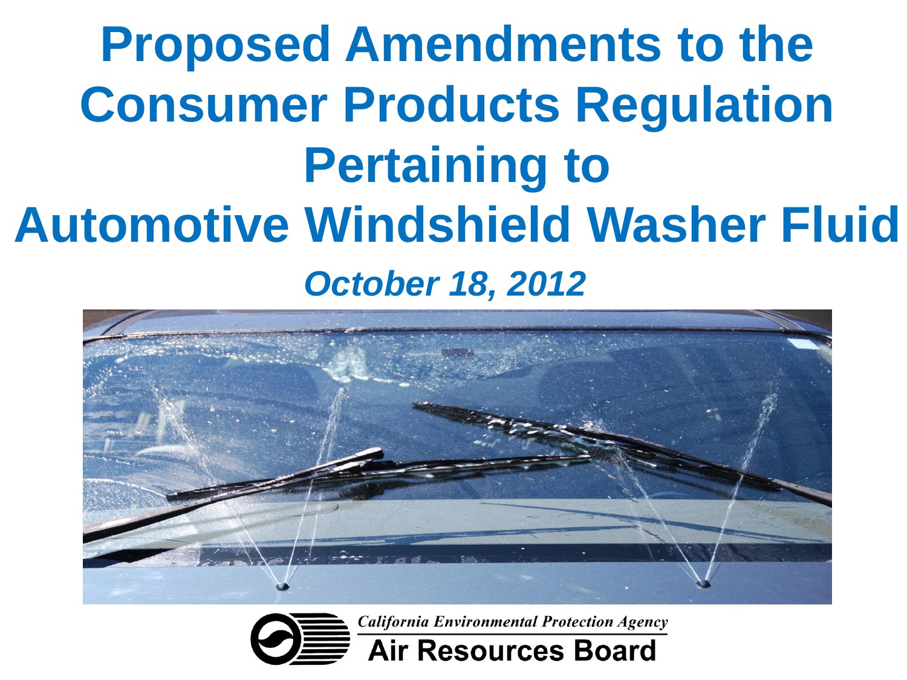# Proposed Amendments to the Consumer Products Regulation Pertaining to Automotive Windshield Washer Fluid

***October 18, 2012***

*California Environmental Protection Agency*

**Air Resources Board**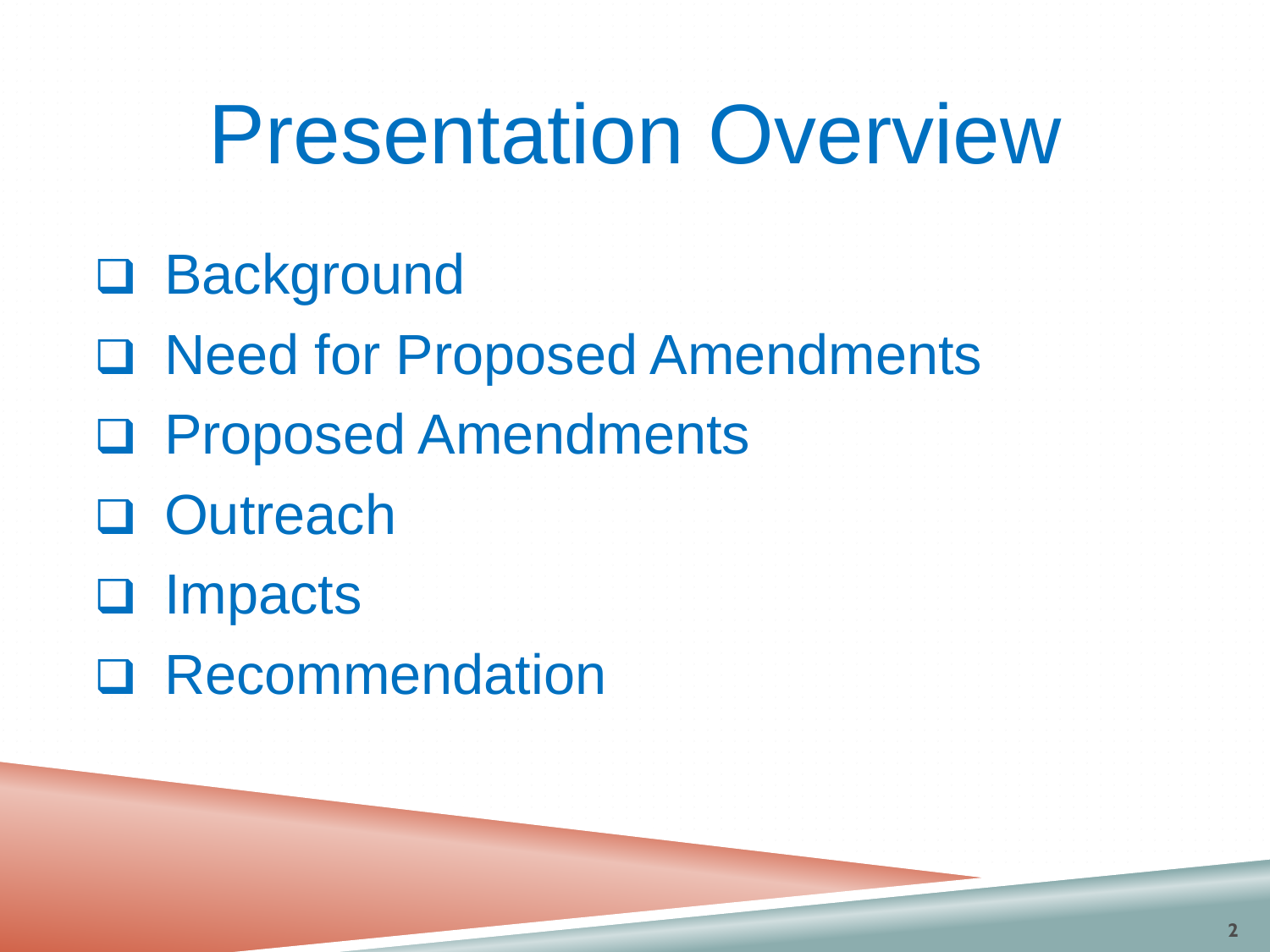# Presentation Overview

- Background
- Need for Proposed Amendments
- Proposed Amendments
- Outreach
- Impacts
- Recommendation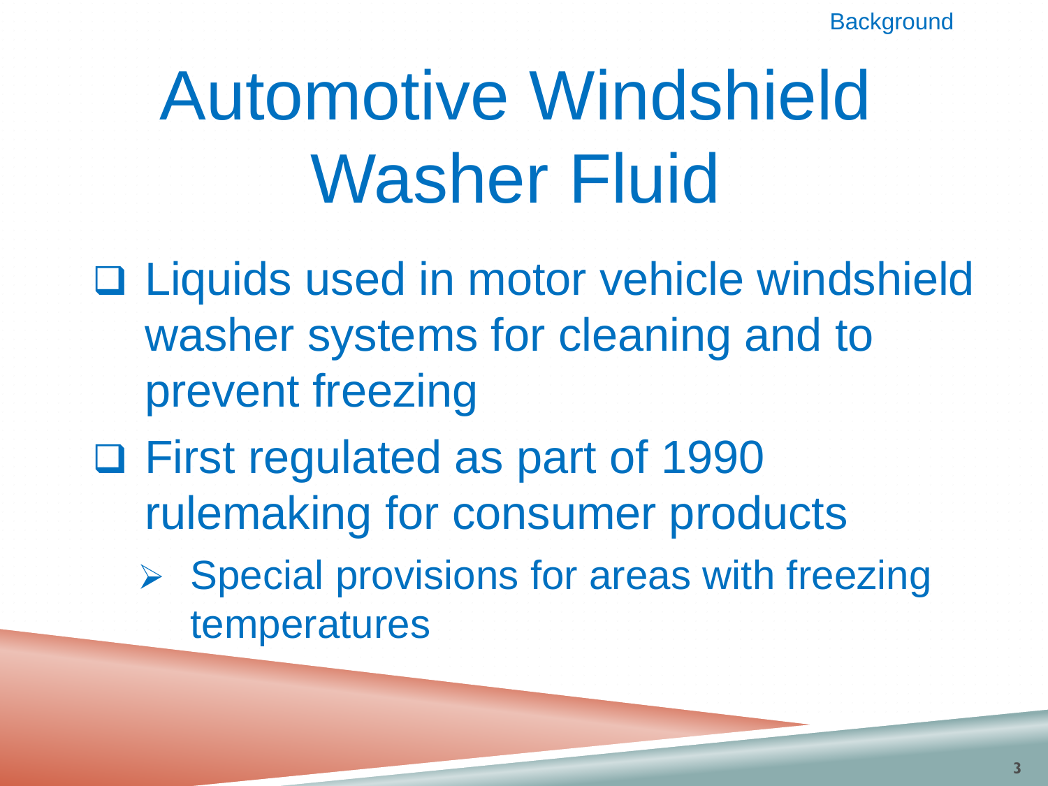# Automotive Windshield Washer Fluid

- Liquids used in motor vehicle windshield washer systems for cleaning and to prevent freezing
- First regulated as part of 1990 rulemaking for consumer products
  - Special provisions for areas with freezing temperatures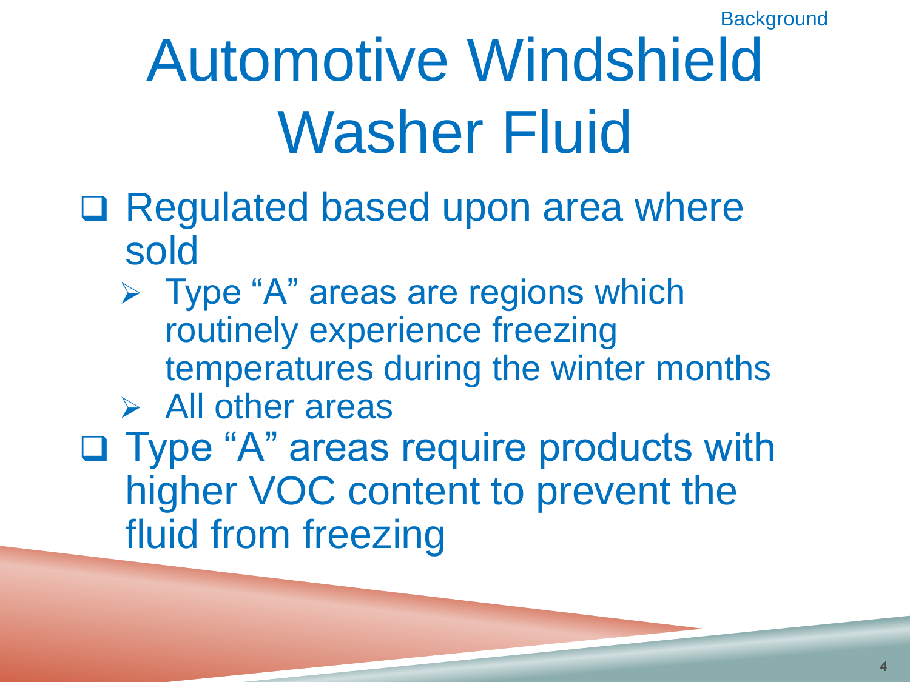Background

# Automotive Windshield Washer Fluid

- Regulated based upon area where sold
  - Type “A” areas are regions which routinely experience freezing temperatures during the winter months
  - All other areas
- Type “A” areas require products with higher VOC content to prevent the fluid from freezing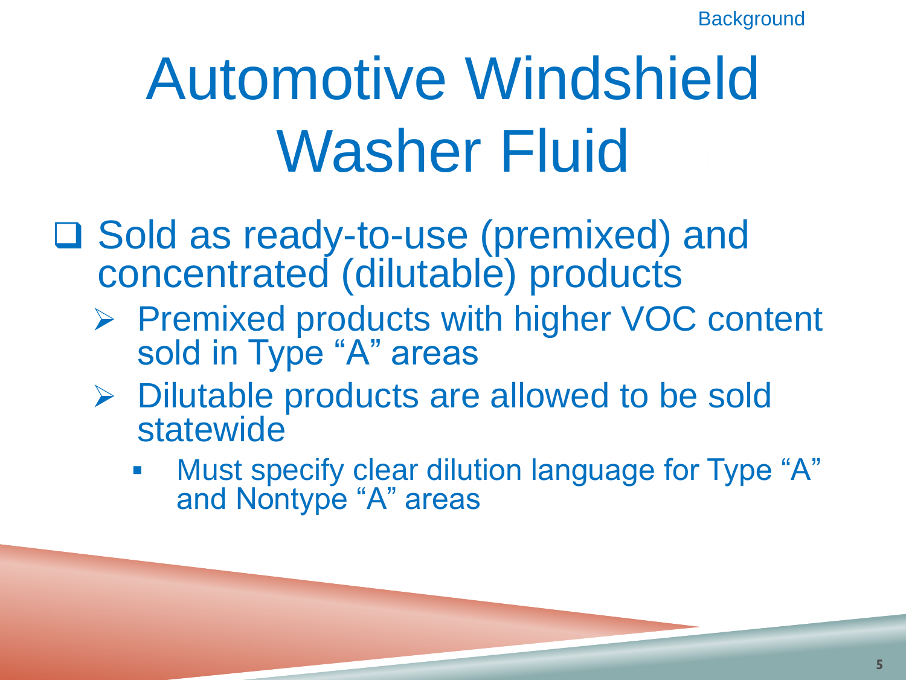# Automotive Windshield Washer Fluid

- Sold as ready-to-use (premixed) and concentrated (dilutable) products
  - Premixed products with higher VOC content sold in Type "A" areas
  - Dilutable products are allowed to be sold statewide
    - Must specify clear dilution language for Type "A" and Nontype "A" areas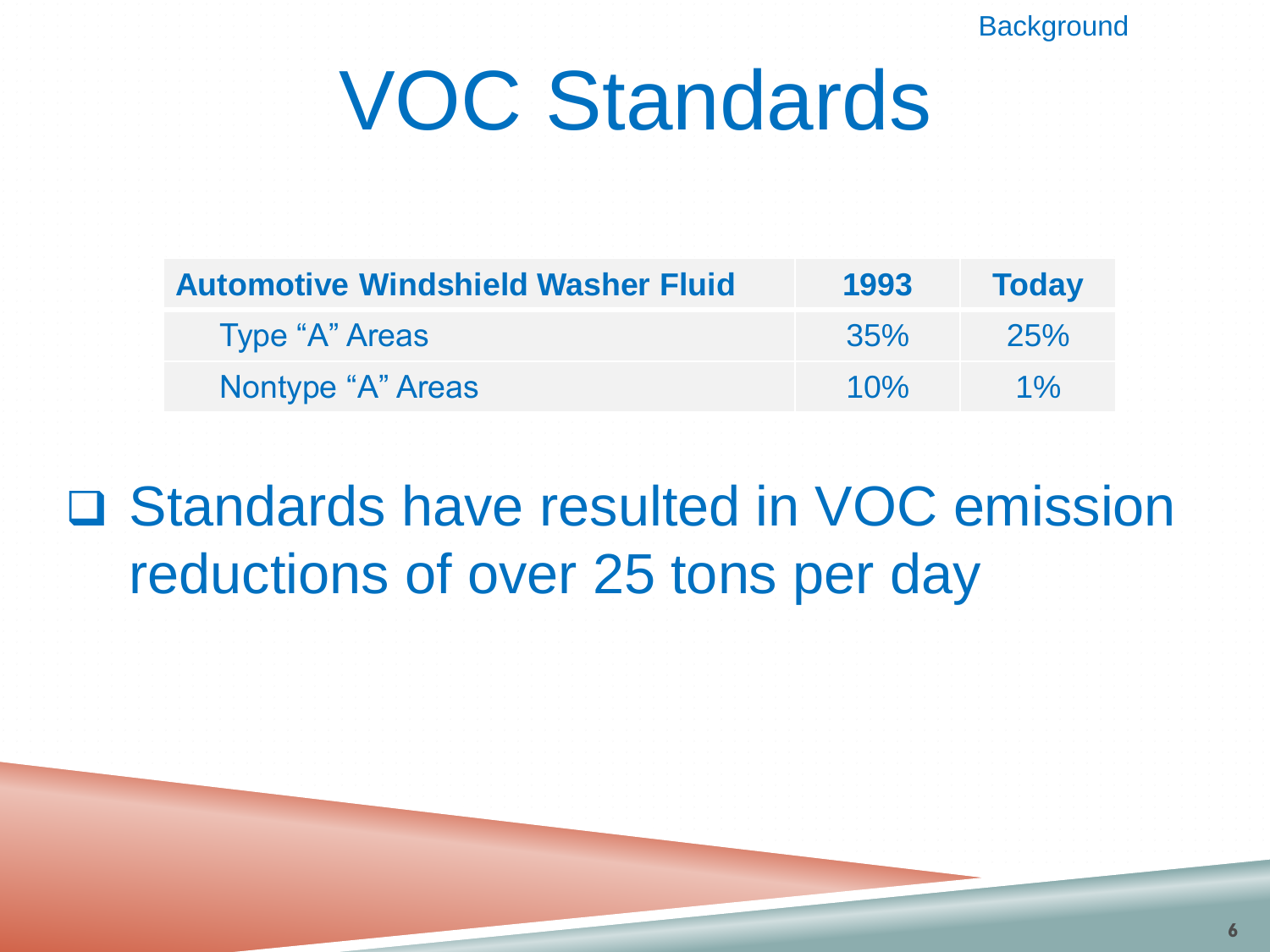# VOC Standards

| Automotive Windshield Washer Fluid | 1993 | Today |
|---|---|---|
| Type "A" Areas | 35% | 25% |
| Nontype "A" Areas | 10% | 1% |

- Standards have resulted in VOC emission reductions of over 25 tons per day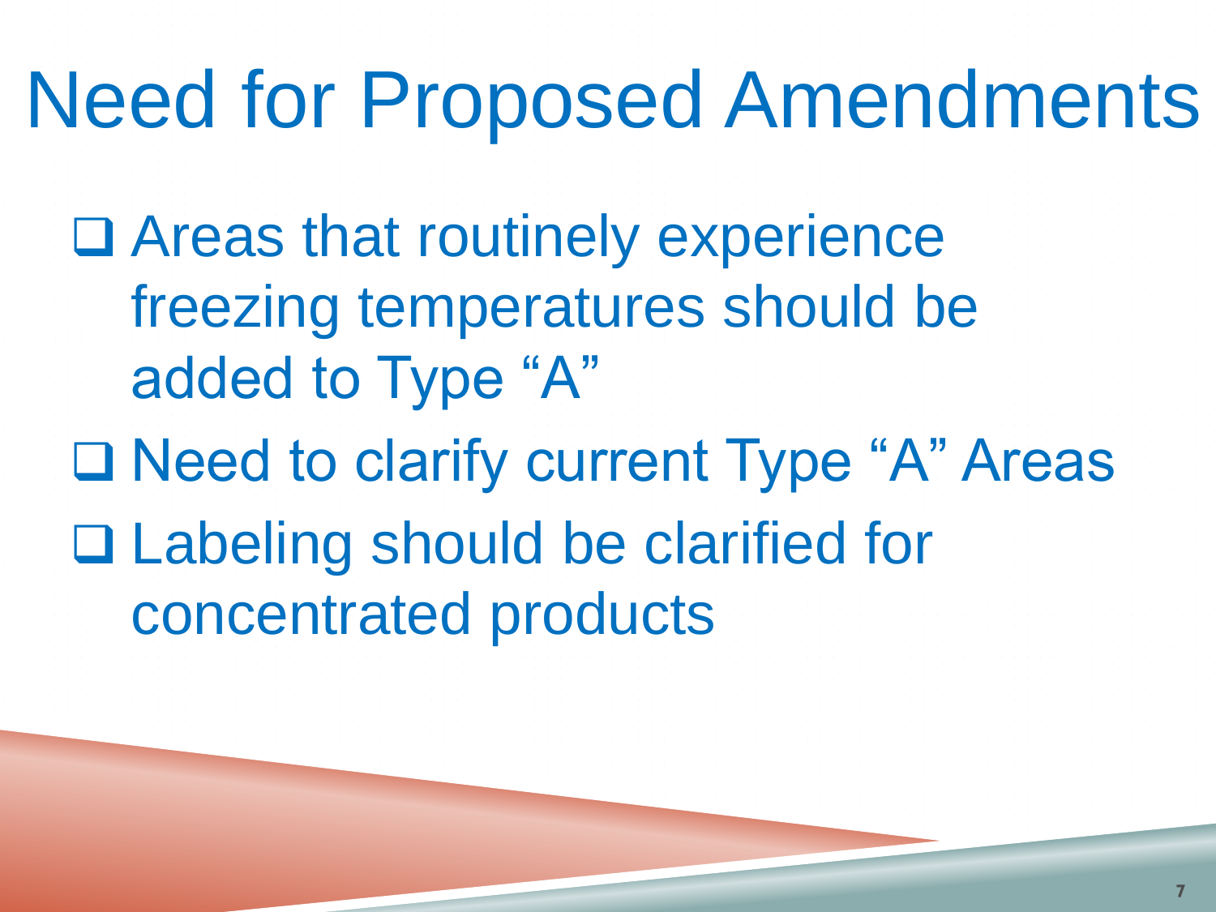# Need for Proposed Amendments

- Areas that routinely experience freezing temperatures should be added to Type "A"
- Need to clarify current Type "A" Areas
- Labeling should be clarified for concentrated products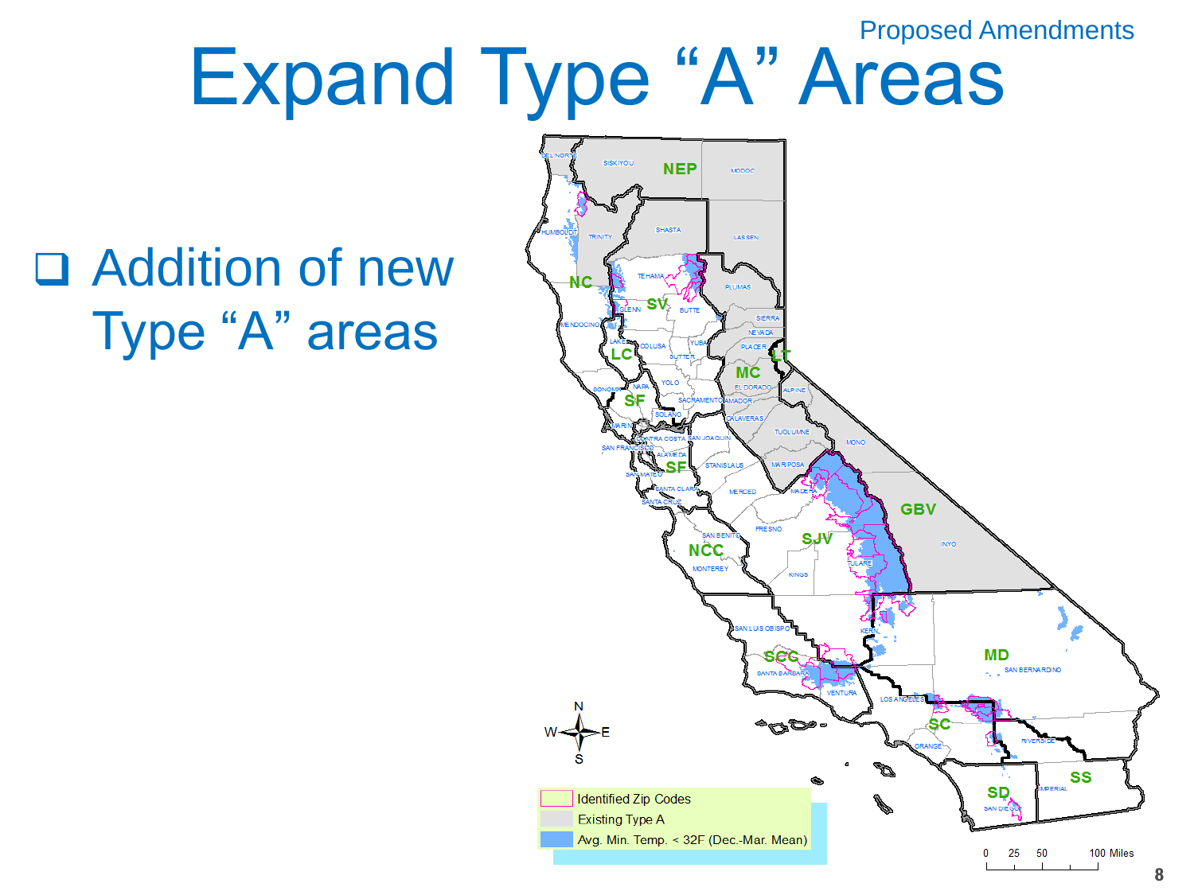Proposed Amendments

# Expand Type "A" Areas

- Addition of new Type "A" areas

Identified Zip Codes

Existing Type A

Avg. Min. Temp. < 32F (Dec.-Mar. Mean)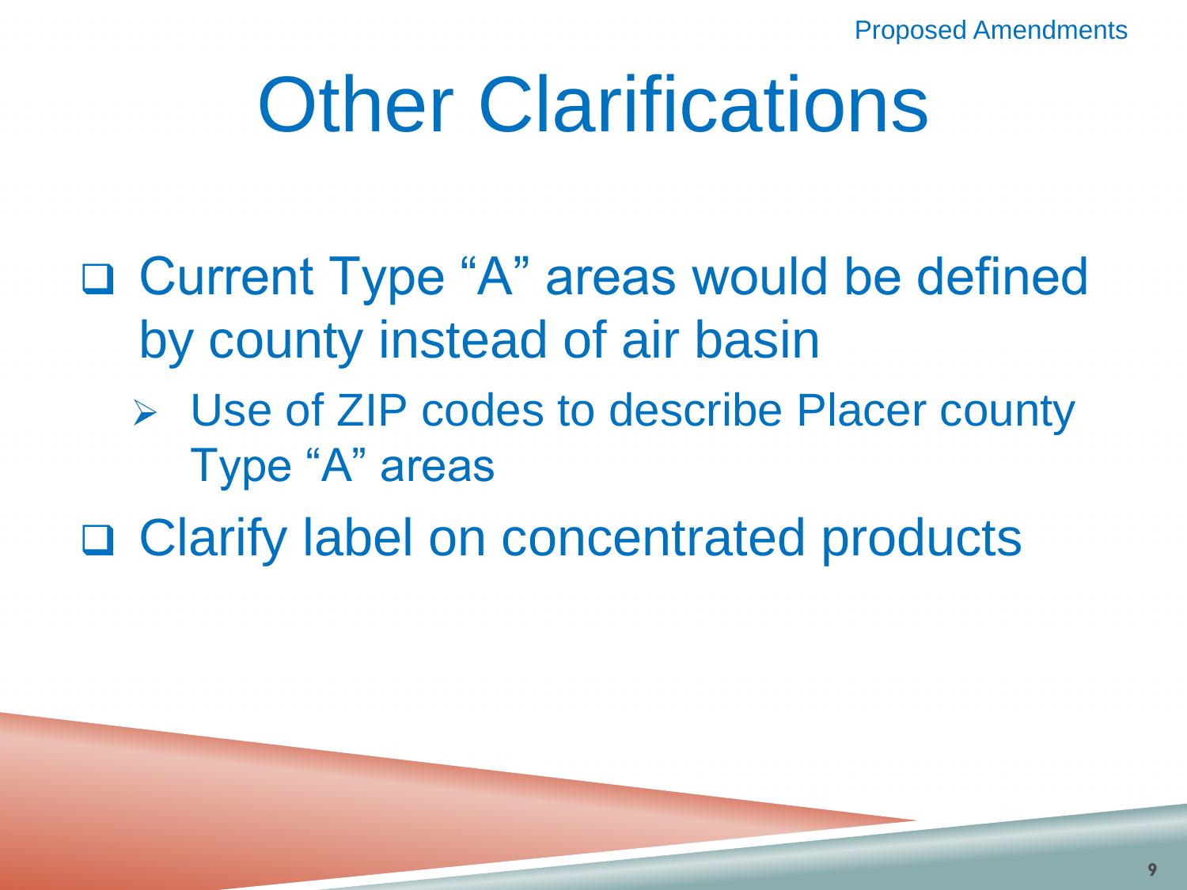# Other Clarifications

- Current Type “A” areas would be defined by county instead of air basin
  - Use of ZIP codes to describe Placer county Type “A” areas
- Clarify label on concentrated products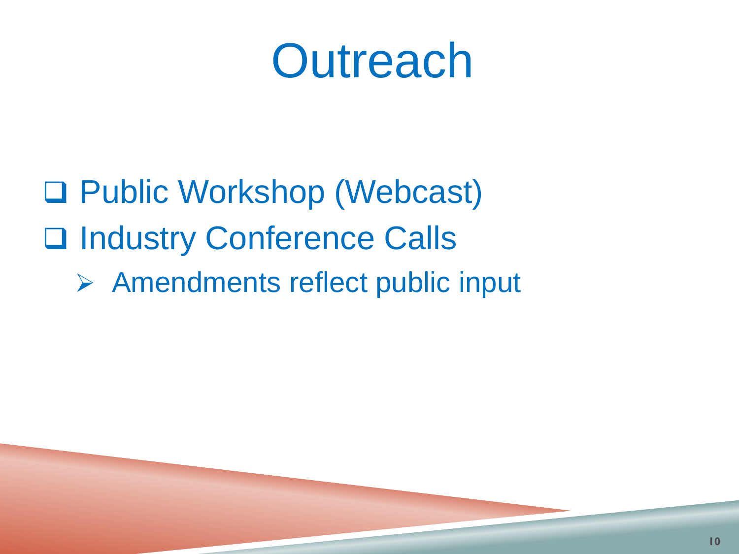# Outreach

- Public Workshop (Webcast)
- Industry Conference Calls
  - Amendments reflect public input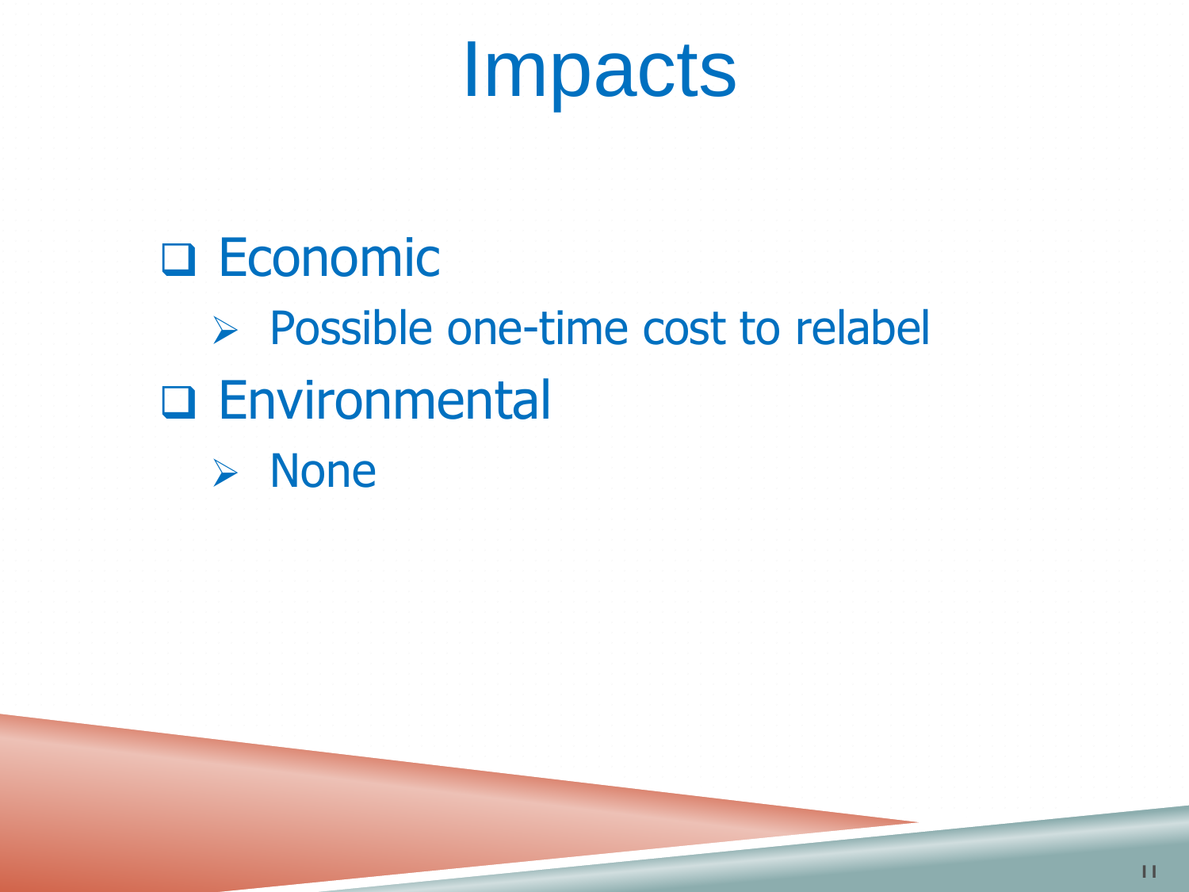# Impacts

- Economic
  - Possible one-time cost to relabel
- Environmental
  - None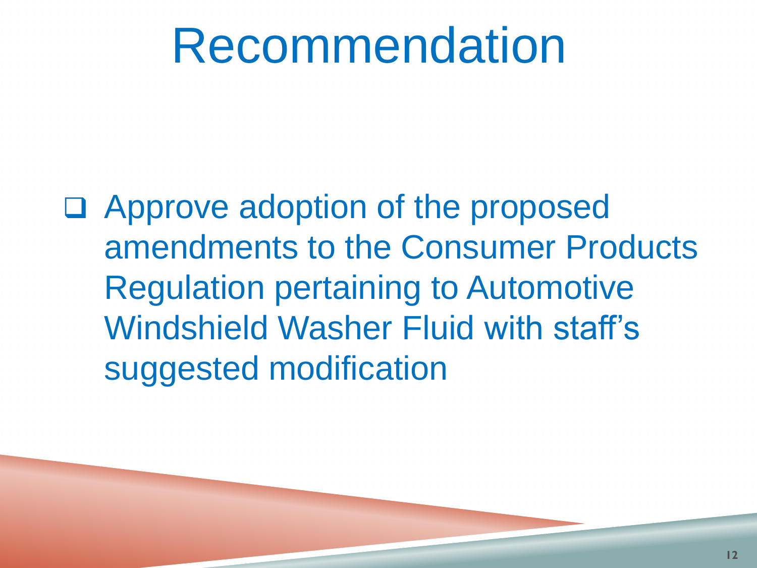# Recommendation

- Approve adoption of the proposed amendments to the Consumer Products Regulation pertaining to Automotive Windshield Washer Fluid with staff's suggested modification